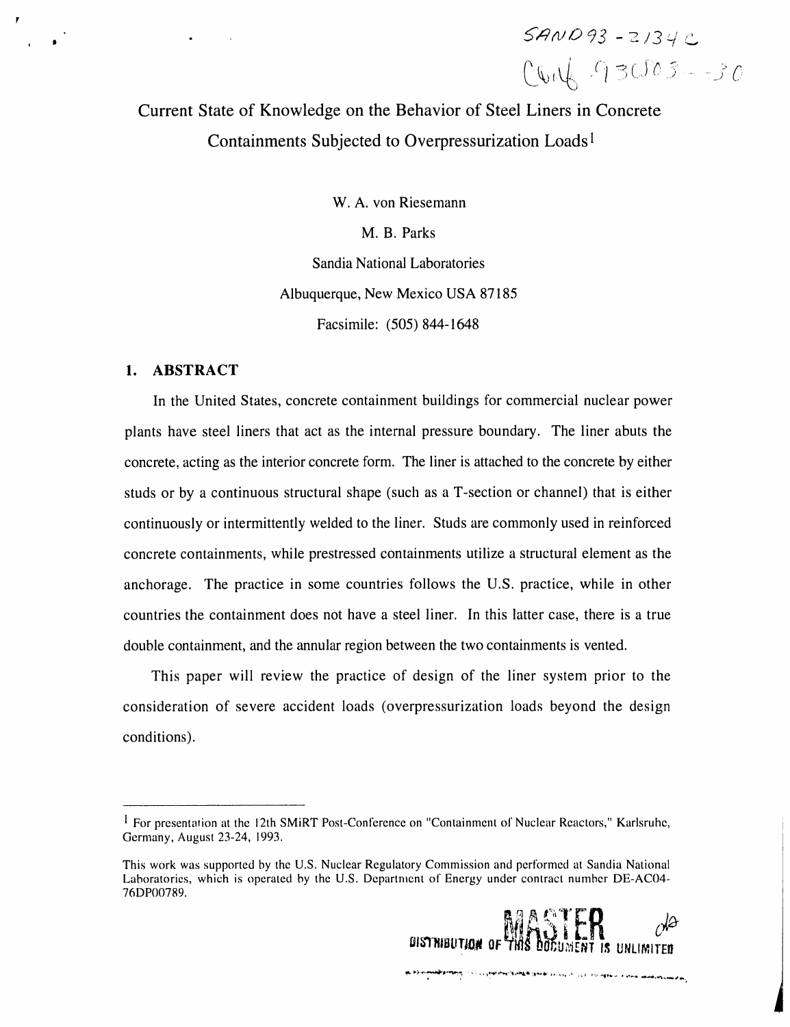SAND93-2134C
Conf-930803--30

# Current State of Knowledge on the Behavior of Steel Liners in Concrete Containments Subjected to Overpressurization Loads[1]

W. A. von Riesemann

M. B. Parks

Sandia National Laboratories

Albuquerque, New Mexico USA 87185

Facsimile: (505) 844-1648

## 1. ABSTRACT

In the United States, concrete containment buildings for commercial nuclear power plants have steel liners that act as the internal pressure boundary. The liner abuts the concrete, acting as the interior concrete form. The liner is attached to the concrete by either studs or by a continuous structural shape (such as a T-section or channel) that is either continuously or intermittently welded to the liner. Studs are commonly used in reinforced concrete containments, while prestressed containments utilize a structural element as the anchorage. The practice in some countries follows the U.S. practice, while in other countries the containment does not have a steel liner. In this latter case, there is a true double containment, and the annular region between the two containments is vented.

This paper will review the practice of design of the liner system prior to the consideration of severe accident loads (overpressurization loads beyond the design conditions).

---

[1] For presentation at the 12th SMiRT Post-Conference on "Containment of Nuclear Reactors," Karlsruhe, Germany, August 23-24, 1993.

This work was supported by the U.S. Nuclear Regulatory Commission and performed at Sandia National Laboratories, which is operated by the U.S. Department of Energy under contract number DE-AC04-76DP00789.

MASTER

DISTRIBUTION OF THIS DOCUMENT IS UNLIMITED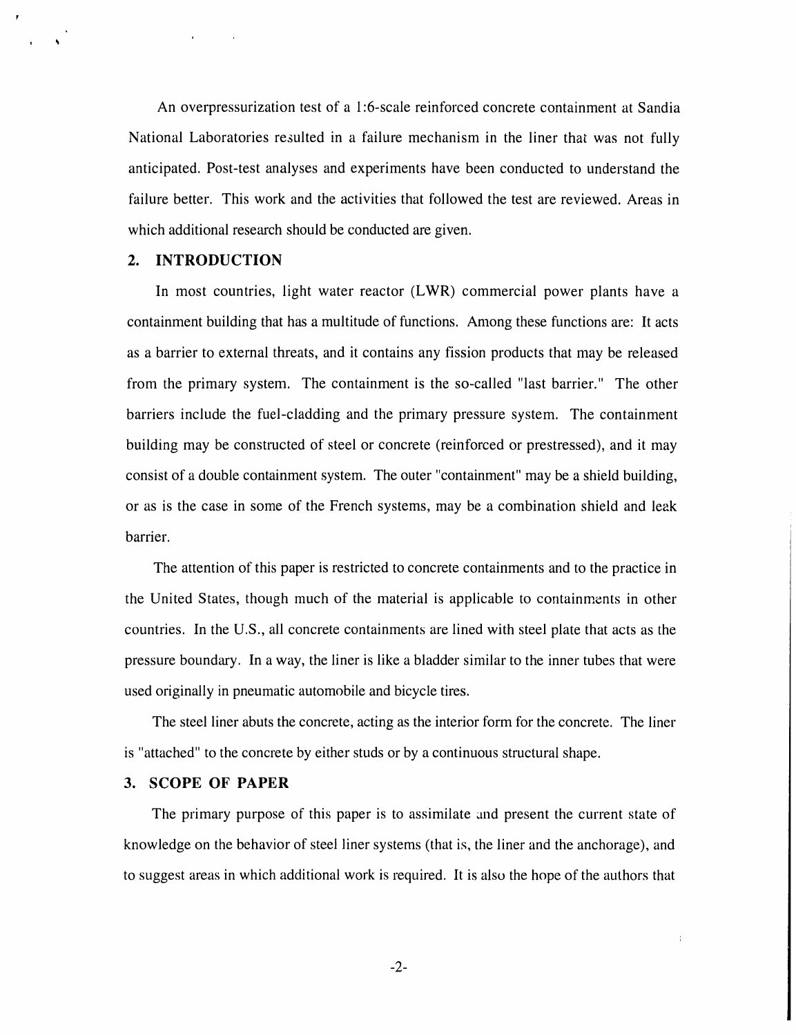An overpressurization test of a 1:6-scale reinforced concrete containment at Sandia National Laboratories resulted in a failure mechanism in the liner that was not fully anticipated. Post-test analyses and experiments have been conducted to understand the failure better. This work and the activities that followed the test are reviewed. Areas in which additional research should be conducted are given.

## 2. INTRODUCTION

In most countries, light water reactor (LWR) commercial power plants have a containment building that has a multitude of functions. Among these functions are: It acts as a barrier to external threats, and it contains any fission products that may be released from the primary system. The containment is the so-called "last barrier." The other barriers include the fuel-cladding and the primary pressure system. The containment building may be constructed of steel or concrete (reinforced or prestressed), and it may consist of a double containment system. The outer "containment" may be a shield building, or as is the case in some of the French systems, may be a combination shield and leak barrier.

The attention of this paper is restricted to concrete containments and to the practice in the United States, though much of the material is applicable to containments in other countries. In the U.S., all concrete containments are lined with steel plate that acts as the pressure boundary. In a way, the liner is like a bladder similar to the inner tubes that were used originally in pneumatic automobile and bicycle tires.

The steel liner abuts the concrete, acting as the interior form for the concrete. The liner is "attached" to the concrete by either studs or by a continuous structural shape.

## 3. SCOPE OF PAPER

The primary purpose of this paper is to assimilate and present the current state of knowledge on the behavior of steel liner systems (that is, the liner and the anchorage), and to suggest areas in which additional work is required. It is also the hope of the authors that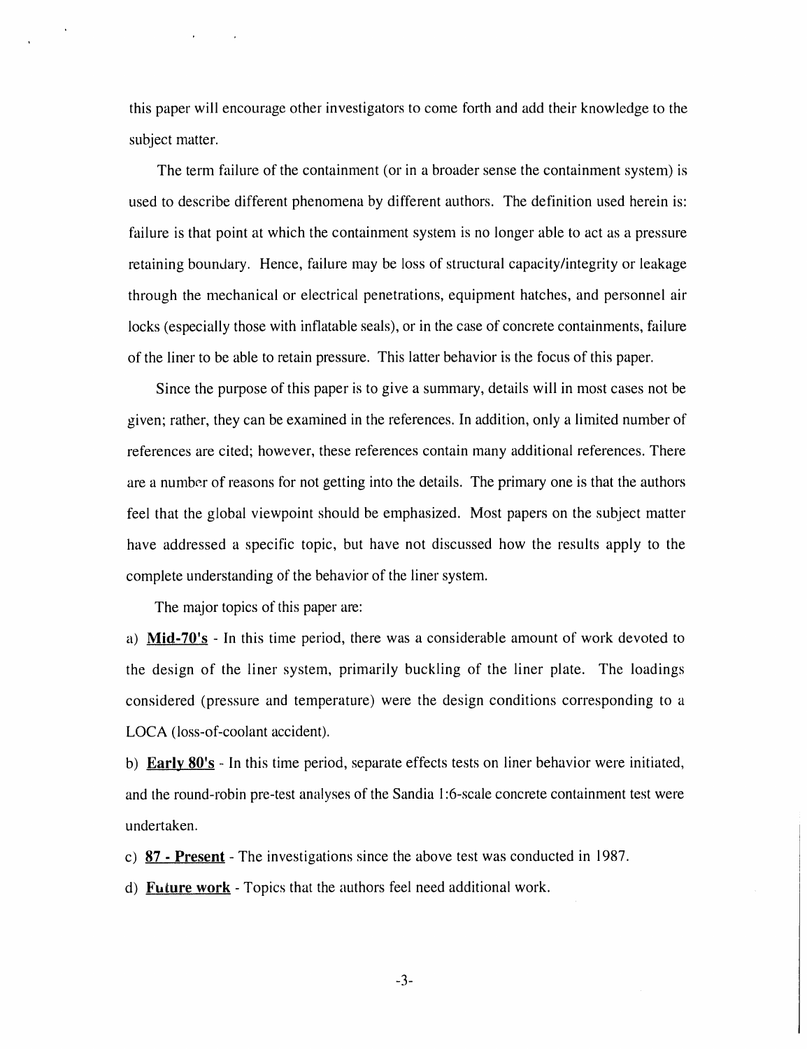this paper will encourage other investigators to come forth and add their knowledge to the subject matter.

The term failure of the containment (or in a broader sense the containment system) is used to describe different phenomena by different authors. The definition used herein is: failure is that point at which the containment system is no longer able to act as a pressure retaining boundary. Hence, failure may be loss of structural capacity/integrity or leakage through the mechanical or electrical penetrations, equipment hatches, and personnel air locks (especially those with inflatable seals), or in the case of concrete containments, failure of the liner to be able to retain pressure. This latter behavior is the focus of this paper.

Since the purpose of this paper is to give a summary, details will in most cases not be given; rather, they can be examined in the references. In addition, only a limited number of references are cited; however, these references contain many additional references. There are a number of reasons for not getting into the details. The primary one is that the authors feel that the global viewpoint should be emphasized. Most papers on the subject matter have addressed a specific topic, but have not discussed how the results apply to the complete understanding of the behavior of the liner system.

The major topics of this paper are:

a) **Mid-70's** - In this time period, there was a considerable amount of work devoted to the design of the liner system, primarily buckling of the liner plate. The loadings considered (pressure and temperature) were the design conditions corresponding to a LOCA (loss-of-coolant accident).

b) **Early 80's** - In this time period, separate effects tests on liner behavior were initiated, and the round-robin pre-test analyses of the Sandia 1:6-scale concrete containment test were undertaken.

c) **87 - Present** - The investigations since the above test was conducted in 1987.

d) **Future work** - Topics that the authors feel need additional work.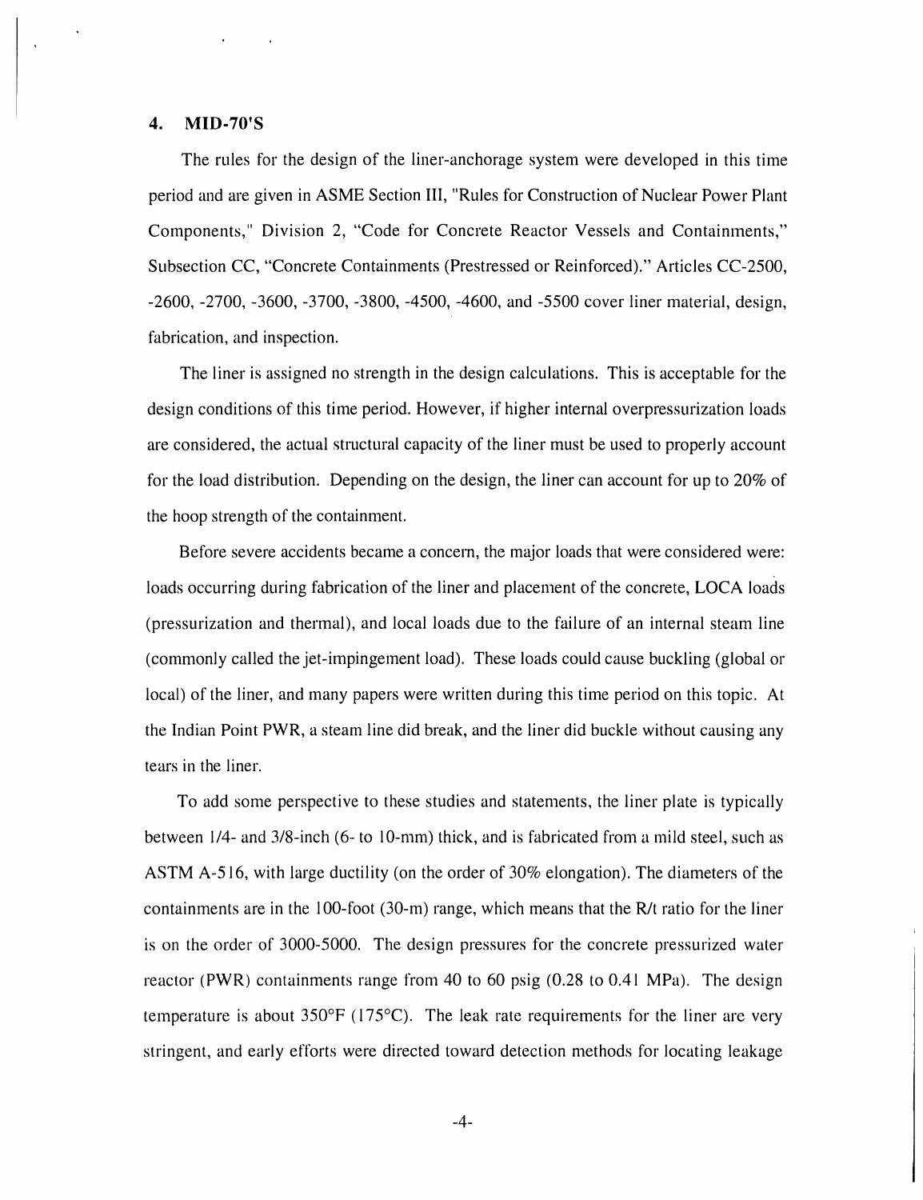## 4. MID-70'S

The rules for the design of the liner-anchorage system were developed in this time period and are given in ASME Section III, "Rules for Construction of Nuclear Power Plant Components," Division 2, "Code for Concrete Reactor Vessels and Containments," Subsection CC, "Concrete Containments (Prestressed or Reinforced)." Articles CC-2500, -2600, -2700, -3600, -3700, -3800, -4500, -4600, and -5500 cover liner material, design, fabrication, and inspection.

The liner is assigned no strength in the design calculations. This is acceptable for the design conditions of this time period. However, if higher internal overpressurization loads are considered, the actual structural capacity of the liner must be used to properly account for the load distribution. Depending on the design, the liner can account for up to 20% of the hoop strength of the containment.

Before severe accidents became a concern, the major loads that were considered were: loads occurring during fabrication of the liner and placement of the concrete, LOCA loads (pressurization and thermal), and local loads due to the failure of an internal steam line (commonly called the jet-impingement load). These loads could cause buckling (global or local) of the liner, and many papers were written during this time period on this topic. At the Indian Point PWR, a steam line did break, and the liner did buckle without causing any tears in the liner.

To add some perspective to these studies and statements, the liner plate is typically between 1/4- and 3/8-inch (6- to 10-mm) thick, and is fabricated from a mild steel, such as ASTM A-516, with large ductility (on the order of 30% elongation). The diameters of the containments are in the 100-foot (30-m) range, which means that the R/t ratio for the liner is on the order of 3000-5000. The design pressures for the concrete pressurized water reactor (PWR) containments range from 40 to 60 psig (0.28 to 0.41 MPa). The design temperature is about 350°F (175°C). The leak rate requirements for the liner are very stringent, and early efforts were directed toward detection methods for locating leakage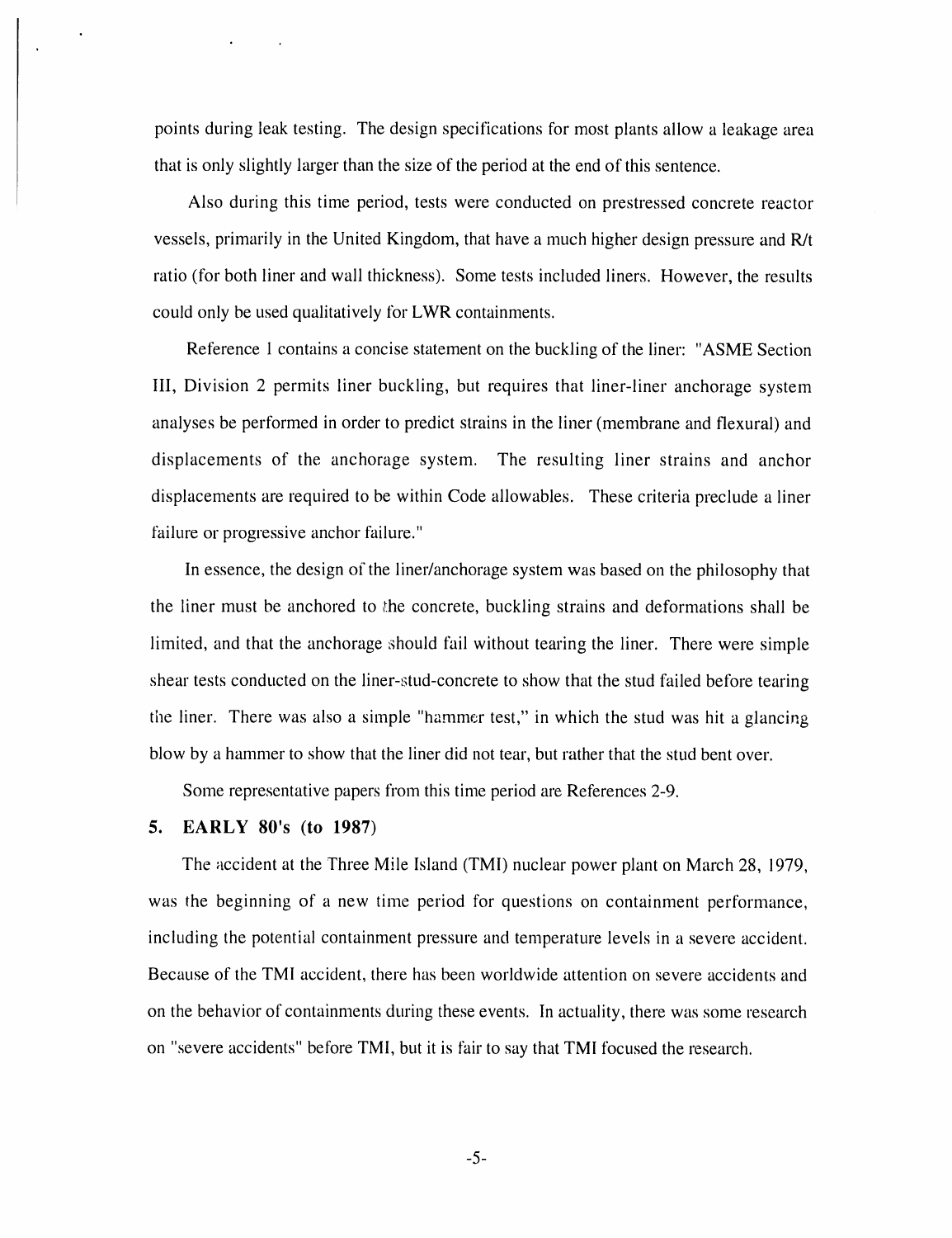points during leak testing. The design specifications for most plants allow a leakage area that is only slightly larger than the size of the period at the end of this sentence.

Also during this time period, tests were conducted on prestressed concrete reactor vessels, primarily in the United Kingdom, that have a much higher design pressure and R/t ratio (for both liner and wall thickness). Some tests included liners. However, the results could only be used qualitatively for LWR containments.

Reference 1 contains a concise statement on the buckling of the liner: "ASME Section III, Division 2 permits liner buckling, but requires that liner-liner anchorage system analyses be performed in order to predict strains in the liner (membrane and flexural) and displacements of the anchorage system. The resulting liner strains and anchor displacements are required to be within Code allowables. These criteria preclude a liner failure or progressive anchor failure."

In essence, the design of the liner/anchorage system was based on the philosophy that the liner must be anchored to the concrete, buckling strains and deformations shall be limited, and that the anchorage should fail without tearing the liner. There were simple shear tests conducted on the liner-stud-concrete to show that the stud failed before tearing the liner. There was also a simple "hammer test," in which the stud was hit a glancing blow by a hammer to show that the liner did not tear, but rather that the stud bent over.

Some representative papers from this time period are References 2-9.

## 5. EARLY 80's (to 1987)

The accident at the Three Mile Island (TMI) nuclear power plant on March 28, 1979, was the beginning of a new time period for questions on containment performance, including the potential containment pressure and temperature levels in a severe accident. Because of the TMI accident, there has been worldwide attention on severe accidents and on the behavior of containments during these events. In actuality, there was some research on "severe accidents" before TMI, but it is fair to say that TMI focused the research.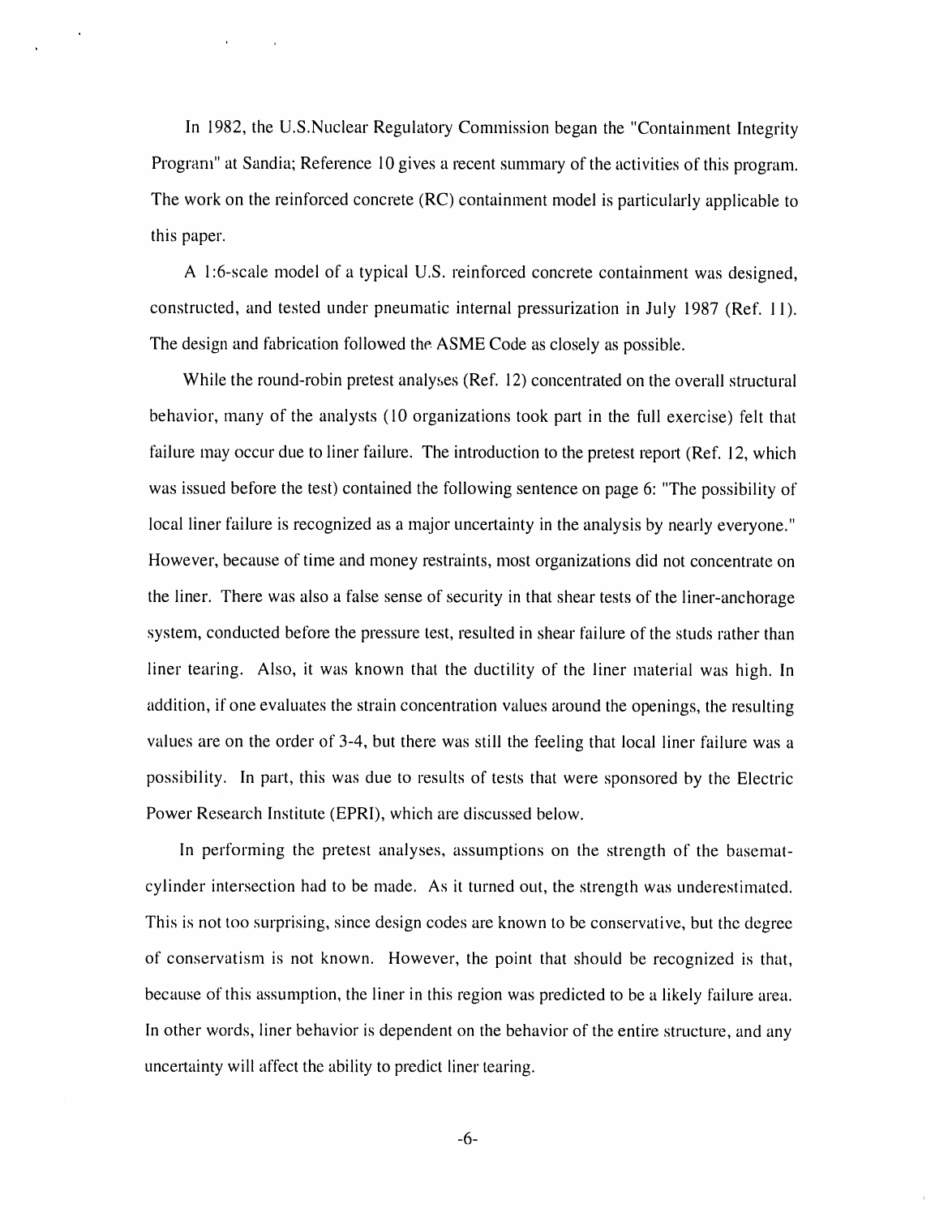In 1982, the U.S.Nuclear Regulatory Commission began the "Containment Integrity Program" at Sandia; Reference 10 gives a recent summary of the activities of this program. The work on the reinforced concrete (RC) containment model is particularly applicable to this paper.

A 1:6-scale model of a typical U.S. reinforced concrete containment was designed, constructed, and tested under pneumatic internal pressurization in July 1987 (Ref. 11). The design and fabrication followed the ASME Code as closely as possible.

While the round-robin pretest analyses (Ref. 12) concentrated on the overall structural behavior, many of the analysts (10 organizations took part in the full exercise) felt that failure may occur due to liner failure. The introduction to the pretest report (Ref. 12, which was issued before the test) contained the following sentence on page 6: "The possibility of local liner failure is recognized as a major uncertainty in the analysis by nearly everyone." However, because of time and money restraints, most organizations did not concentrate on the liner. There was also a false sense of security in that shear tests of the liner-anchorage system, conducted before the pressure test, resulted in shear failure of the studs rather than liner tearing. Also, it was known that the ductility of the liner material was high. In addition, if one evaluates the strain concentration values around the openings, the resulting values are on the order of 3-4, but there was still the feeling that local liner failure was a possibility. In part, this was due to results of tests that were sponsored by the Electric Power Research Institute (EPRI), which are discussed below.

In performing the pretest analyses, assumptions on the strength of the basemat-cylinder intersection had to be made. As it turned out, the strength was underestimated. This is not too surprising, since design codes are known to be conservative, but the degree of conservatism is not known. However, the point that should be recognized is that, because of this assumption, the liner in this region was predicted to be a likely failure area. In other words, liner behavior is dependent on the behavior of the entire structure, and any uncertainty will affect the ability to predict liner tearing.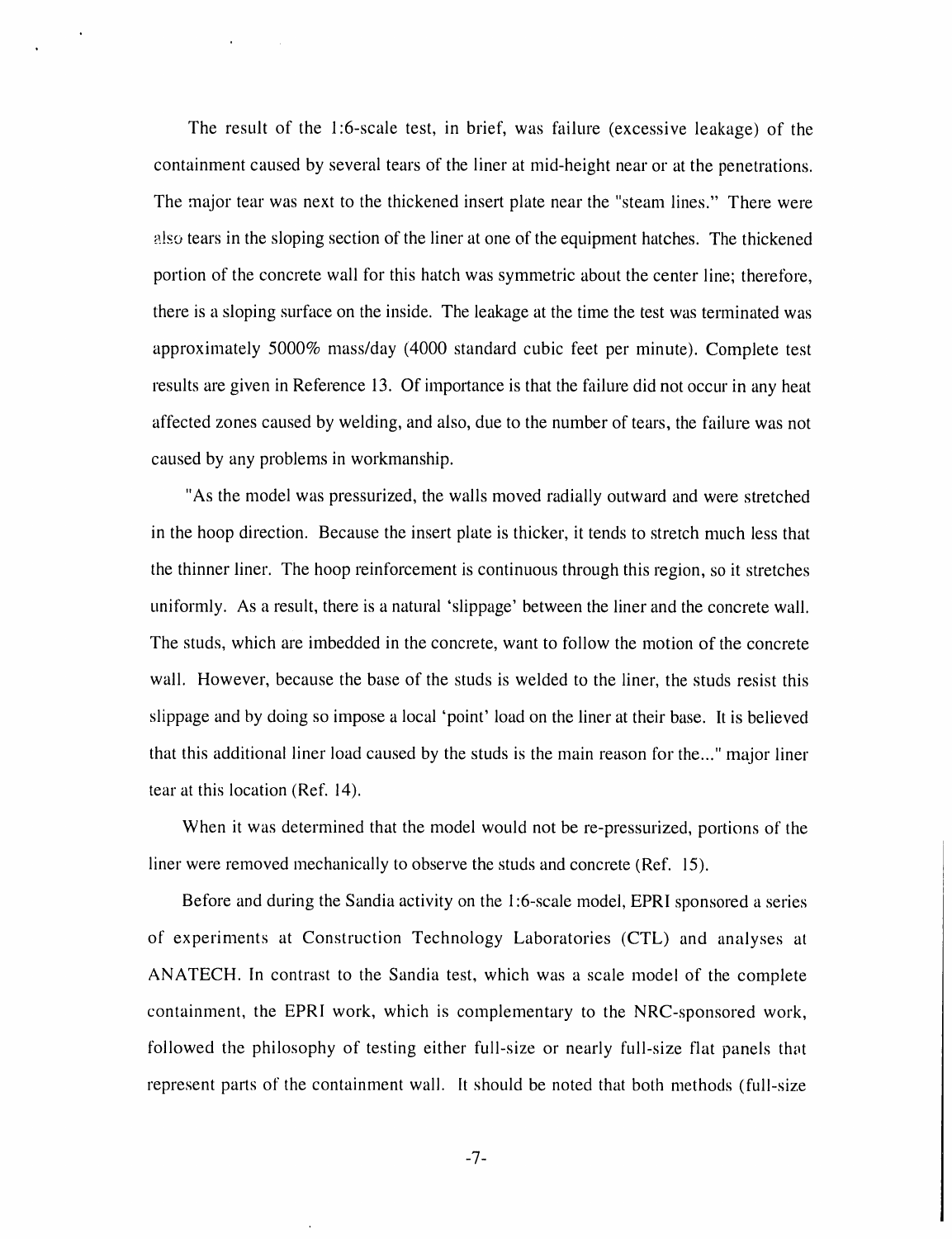The result of the 1:6-scale test, in brief, was failure (excessive leakage) of the containment caused by several tears of the liner at mid-height near or at the penetrations. The major tear was next to the thickened insert plate near the "steam lines." There were also tears in the sloping section of the liner at one of the equipment hatches. The thickened portion of the concrete wall for this hatch was symmetric about the center line; therefore, there is a sloping surface on the inside. The leakage at the time the test was terminated was approximately 5000% mass/day (4000 standard cubic feet per minute). Complete test results are given in Reference 13. Of importance is that the failure did not occur in any heat affected zones caused by welding, and also, due to the number of tears, the failure was not caused by any problems in workmanship.

"As the model was pressurized, the walls moved radially outward and were stretched in the hoop direction. Because the insert plate is thicker, it tends to stretch much less that the thinner liner. The hoop reinforcement is continuous through this region, so it stretches uniformly. As a result, there is a natural 'slippage' between the liner and the concrete wall. The studs, which are imbedded in the concrete, want to follow the motion of the concrete wall. However, because the base of the studs is welded to the liner, the studs resist this slippage and by doing so impose a local 'point' load on the liner at their base. It is believed that this additional liner load caused by the studs is the main reason for the..." major liner tear at this location (Ref. 14).

When it was determined that the model would not be re-pressurized, portions of the liner were removed mechanically to observe the studs and concrete (Ref. 15).

Before and during the Sandia activity on the 1:6-scale model, EPRI sponsored a series of experiments at Construction Technology Laboratories (CTL) and analyses at ANATECH. In contrast to the Sandia test, which was a scale model of the complete containment, the EPRI work, which is complementary to the NRC-sponsored work, followed the philosophy of testing either full-size or nearly full-size flat panels that represent parts of the containment wall. It should be noted that both methods (full-size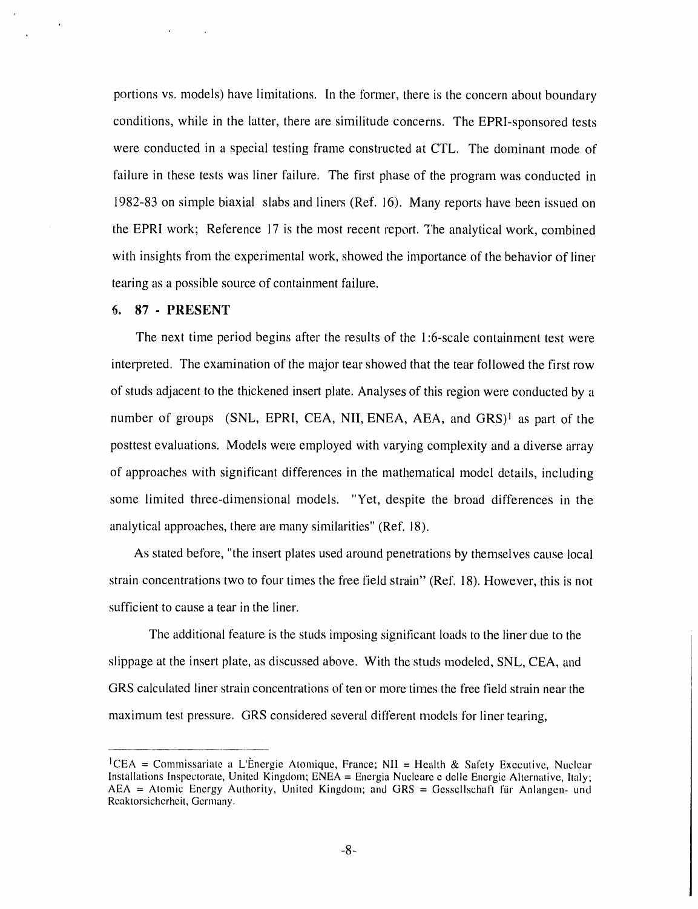portions vs. models) have limitations. In the former, there is the concern about boundary conditions, while in the latter, there are similitude concerns. The EPRI-sponsored tests were conducted in a special testing frame constructed at CTL. The dominant mode of failure in these tests was liner failure. The first phase of the program was conducted in 1982-83 on simple biaxial slabs and liners (Ref. 16). Many reports have been issued on the EPRI work; Reference 17 is the most recent report. The analytical work, combined with insights from the experimental work, showed the importance of the behavior of liner tearing as a possible source of containment failure.

## 6. 87 - PRESENT

The next time period begins after the results of the 1:6-scale containment test were interpreted. The examination of the major tear showed that the tear followed the first row of studs adjacent to the thickened insert plate. Analyses of this region were conducted by a number of groups (SNL, EPRI, CEA, NII, ENEA, AEA, and GRS)[1] as part of the posttest evaluations. Models were employed with varying complexity and a diverse array of approaches with significant differences in the mathematical model details, including some limited three-dimensional models. "Yet, despite the broad differences in the analytical approaches, there are many similarities" (Ref. 18).

As stated before, "the insert plates used around penetrations by themselves cause local strain concentrations two to four times the free field strain" (Ref. 18). However, this is not sufficient to cause a tear in the liner.

The additional feature is the studs imposing significant loads to the liner due to the slippage at the insert plate, as discussed above. With the studs modeled, SNL, CEA, and GRS calculated liner strain concentrations of ten or more times the free field strain near the maximum test pressure. GRS considered several different models for liner tearing,

---

[1] CEA = Commissariate a L'Ènergie Atomique, France; NII = Health & Safety Executive, Nuclear Installations Inspectorate, United Kingdom; ENEA = Energia Nucleare e delle Energie Alternative, Italy; AEA = Atomic Energy Authority, United Kingdom; and GRS = Gessellschaft für Anlangen- und Reaktorsicherheit, Germany.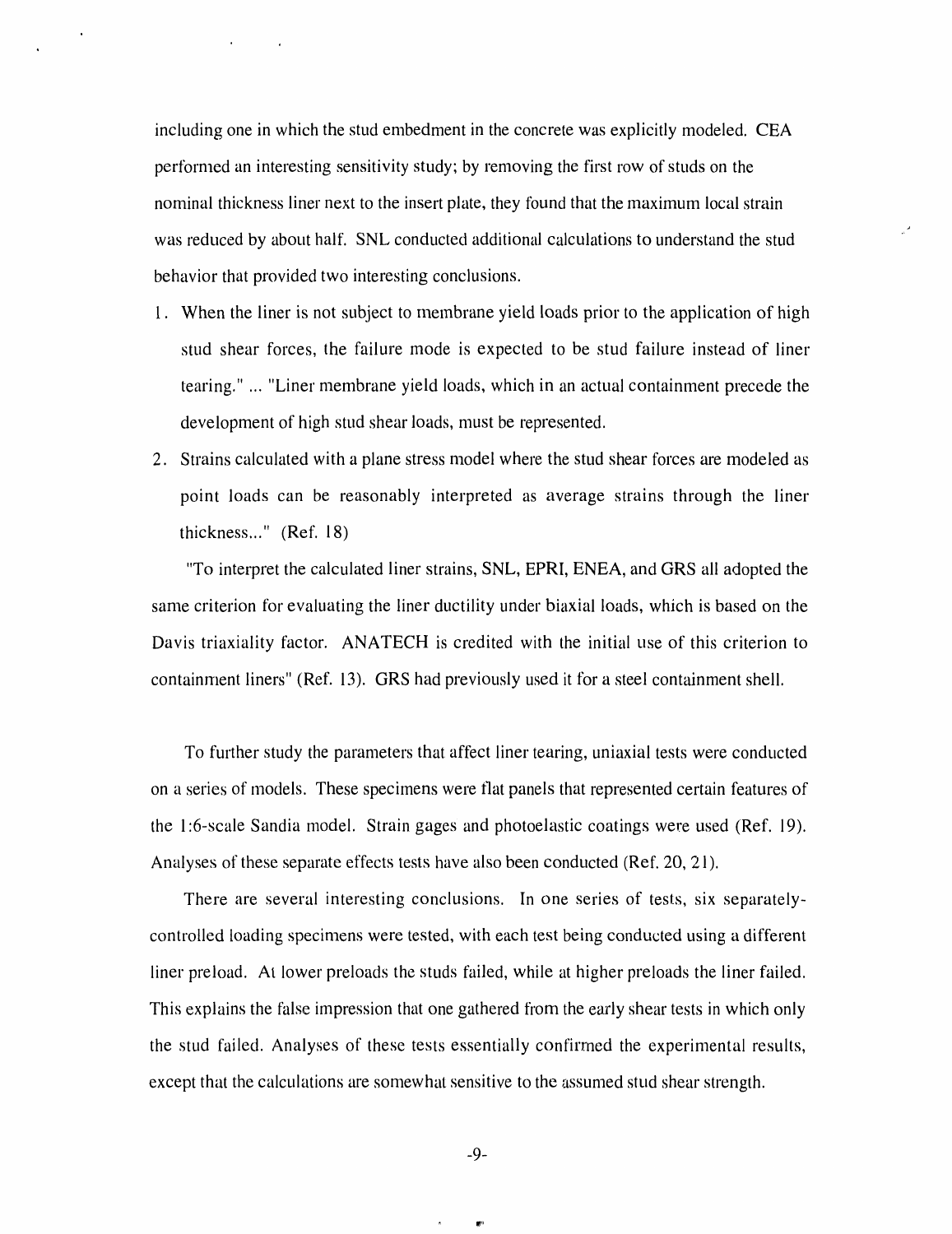including one in which the stud embedment in the concrete was explicitly modeled. CEA performed an interesting sensitivity study; by removing the first row of studs on the nominal thickness liner next to the insert plate, they found that the maximum local strain was reduced by about half. SNL conducted additional calculations to understand the stud behavior that provided two interesting conclusions.

1. When the liner is not subject to membrane yield loads prior to the application of high stud shear forces, the failure mode is expected to be stud failure instead of liner tearing." ... "Liner membrane yield loads, which in an actual containment precede the development of high stud shear loads, must be represented.
2. Strains calculated with a plane stress model where the stud shear forces are modeled as point loads can be reasonably interpreted as average strains through the liner thickness..." (Ref. 18)

"To interpret the calculated liner strains, SNL, EPRI, ENEA, and GRS all adopted the same criterion for evaluating the liner ductility under biaxial loads, which is based on the Davis triaxiality factor. ANATECH is credited with the initial use of this criterion to containment liners" (Ref. 13). GRS had previously used it for a steel containment shell.

To further study the parameters that affect liner tearing, uniaxial tests were conducted on a series of models. These specimens were flat panels that represented certain features of the 1:6-scale Sandia model. Strain gages and photoelastic coatings were used (Ref. 19). Analyses of these separate effects tests have also been conducted (Ref. 20, 21).

There are several interesting conclusions. In one series of tests, six separately-controlled loading specimens were tested, with each test being conducted using a different liner preload. At lower preloads the studs failed, while at higher preloads the liner failed. This explains the false impression that one gathered from the early shear tests in which only the stud failed. Analyses of these tests essentially confirmed the experimental results, except that the calculations are somewhat sensitive to the assumed stud shear strength.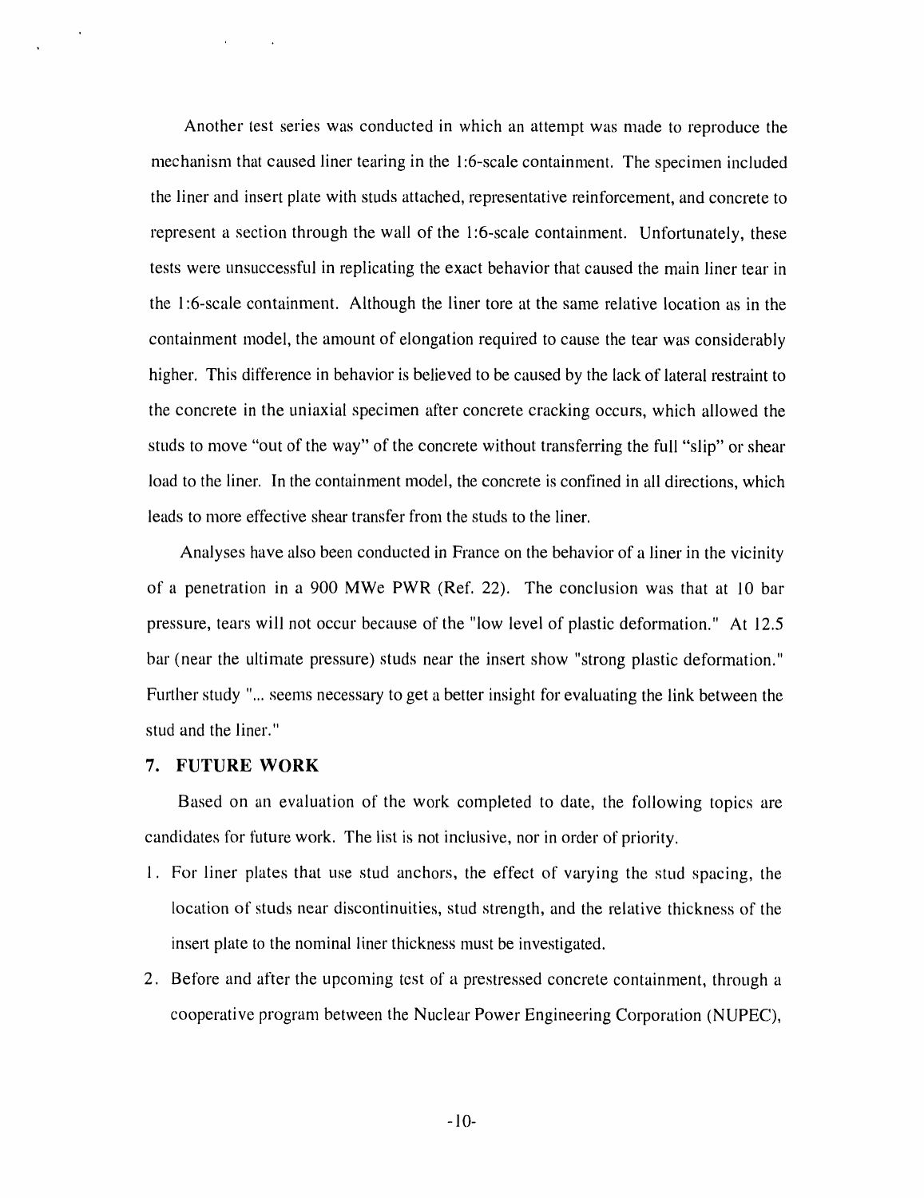Another test series was conducted in which an attempt was made to reproduce the mechanism that caused liner tearing in the 1:6-scale containment. The specimen included the liner and insert plate with studs attached, representative reinforcement, and concrete to represent a section through the wall of the 1:6-scale containment. Unfortunately, these tests were unsuccessful in replicating the exact behavior that caused the main liner tear in the 1:6-scale containment. Although the liner tore at the same relative location as in the containment model, the amount of elongation required to cause the tear was considerably higher. This difference in behavior is believed to be caused by the lack of lateral restraint to the concrete in the uniaxial specimen after concrete cracking occurs, which allowed the studs to move "out of the way" of the concrete without transferring the full "slip" or shear load to the liner. In the containment model, the concrete is confined in all directions, which leads to more effective shear transfer from the studs to the liner.

Analyses have also been conducted in France on the behavior of a liner in the vicinity of a penetration in a 900 MWe PWR (Ref. 22). The conclusion was that at 10 bar pressure, tears will not occur because of the "low level of plastic deformation." At 12.5 bar (near the ultimate pressure) studs near the insert show "strong plastic deformation." Further study "... seems necessary to get a better insight for evaluating the link between the stud and the liner."

## 7. FUTURE WORK

Based on an evaluation of the work completed to date, the following topics are candidates for future work. The list is not inclusive, nor in order of priority.

1. For liner plates that use stud anchors, the effect of varying the stud spacing, the location of studs near discontinuities, stud strength, and the relative thickness of the insert plate to the nominal liner thickness must be investigated.
2. Before and after the upcoming test of a prestressed concrete containment, through a cooperative program between the Nuclear Power Engineering Corporation (NUPEC),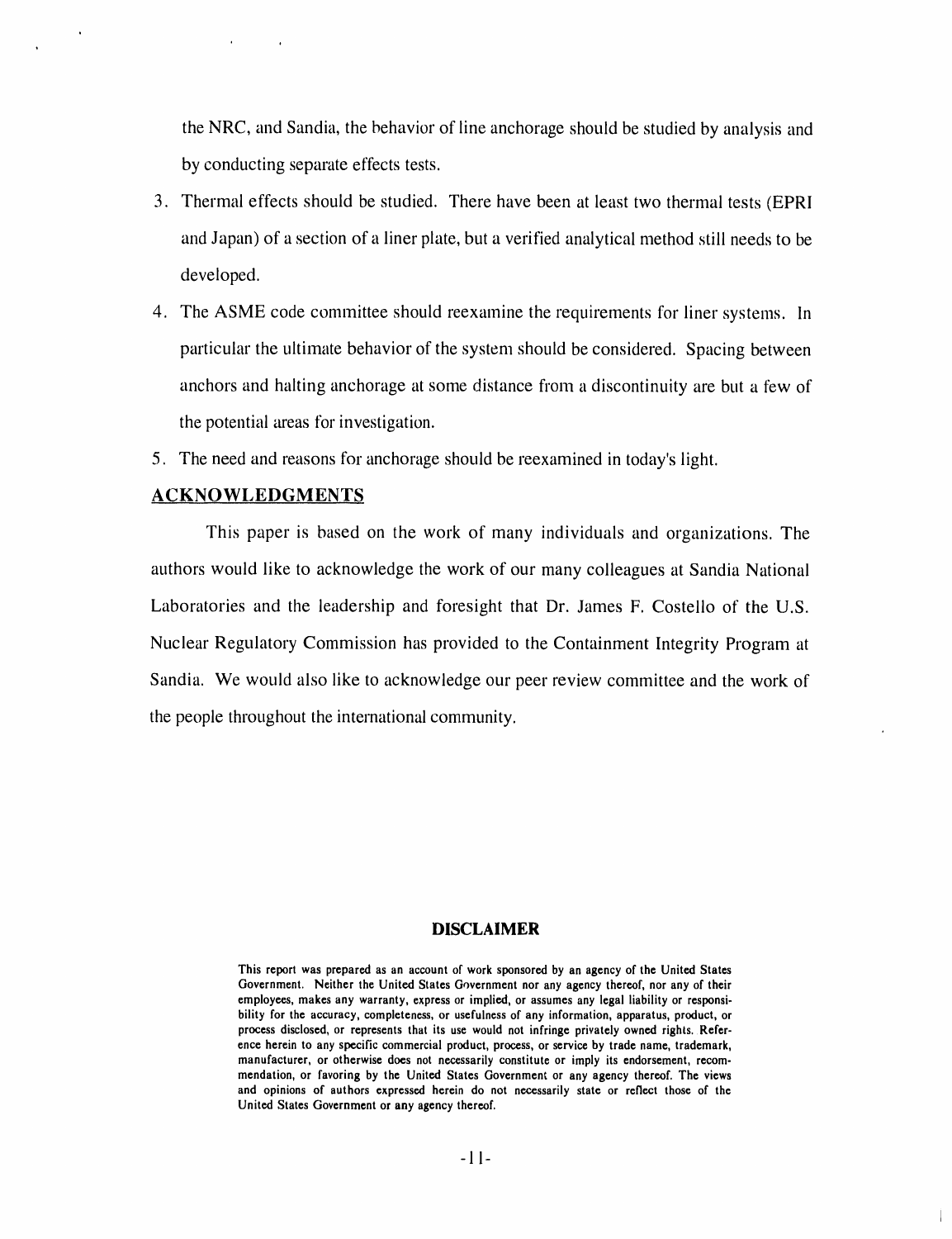the NRC, and Sandia, the behavior of line anchorage should be studied by analysis and by conducting separate effects tests.

3. Thermal effects should be studied. There have been at least two thermal tests (EPRI and Japan) of a section of a liner plate, but a verified analytical method still needs to be developed.
4. The ASME code committee should reexamine the requirements for liner systems. In particular the ultimate behavior of the system should be considered. Spacing between anchors and halting anchorage at some distance from a discontinuity are but a few of the potential areas for investigation.
5. The need and reasons for anchorage should be reexamined in today's light.

## ACKNOWLEDGMENTS

This paper is based on the work of many individuals and organizations. The authors would like to acknowledge the work of our many colleagues at Sandia National Laboratories and the leadership and foresight that Dr. James F. Costello of the U.S. Nuclear Regulatory Commission has provided to the Containment Integrity Program at Sandia. We would also like to acknowledge our peer review committee and the work of the people throughout the international community.

### DISCLAIMER

This report was prepared as an account of work sponsored by an agency of the United States Government. Neither the United States Government nor any agency thereof, nor any of their employees, makes any warranty, express or implied, or assumes any legal liability or responsibility for the accuracy, completeness, or usefulness of any information, apparatus, product, or process disclosed, or represents that its use would not infringe privately owned rights. Reference herein to any specific commercial product, process, or service by trade name, trademark, manufacturer, or otherwise does not necessarily constitute or imply its endorsement, recommendation, or favoring by the United States Government or any agency thereof. The views and opinions of authors expressed herein do not necessarily state or reflect those of the United States Government or any agency thereof.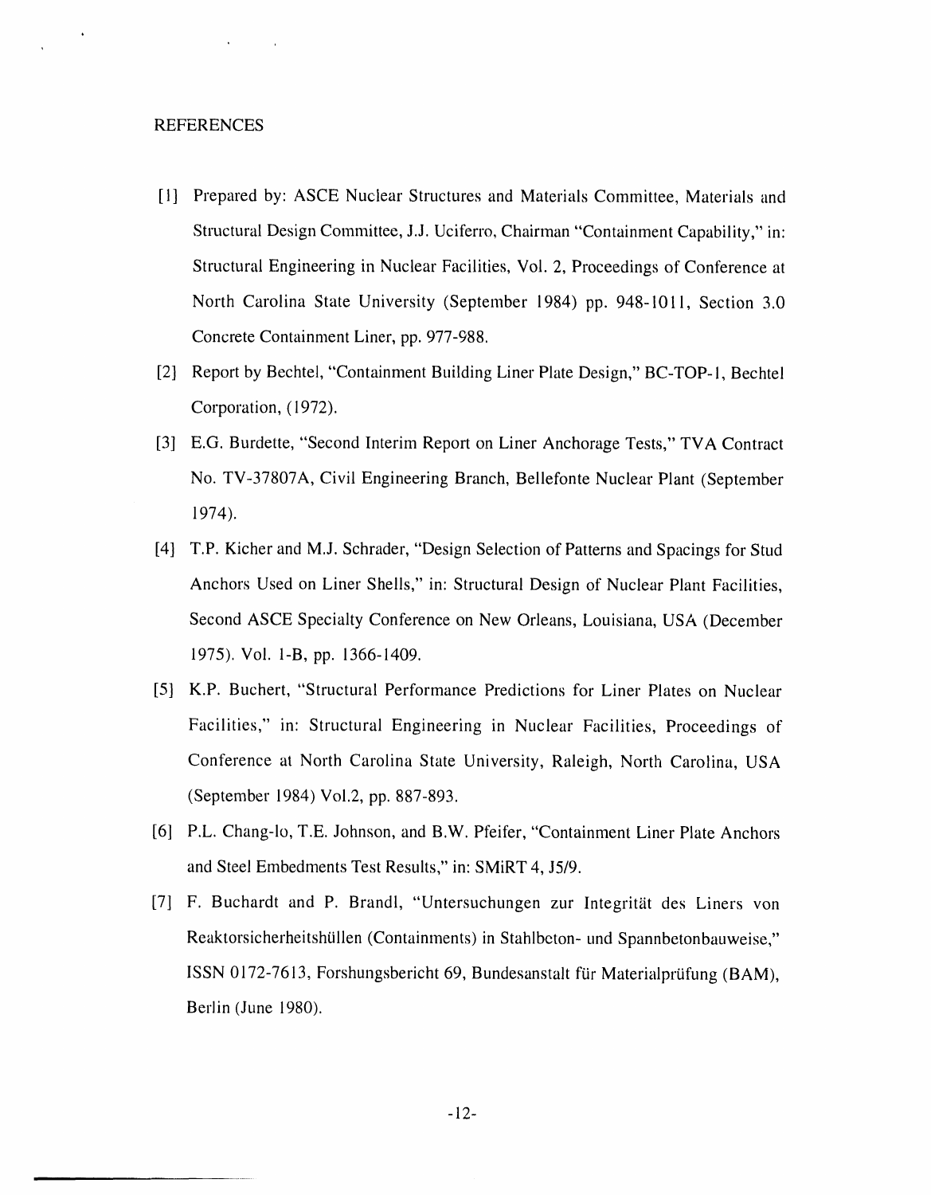# REFERENCES

[1] Prepared by: ASCE Nuclear Structures and Materials Committee, Materials and Structural Design Committee, J.J. Uciferro, Chairman "Containment Capability," in: Structural Engineering in Nuclear Facilities, Vol. 2, Proceedings of Conference at North Carolina State University (September 1984) pp. 948-1011, Section 3.0 Concrete Containment Liner, pp. 977-988.

[2] Report by Bechtel, "Containment Building Liner Plate Design," BC-TOP-1, Bechtel Corporation, (1972).

[3] E.G. Burdette, "Second Interim Report on Liner Anchorage Tests," TVA Contract No. TV-37807A, Civil Engineering Branch, Bellefonte Nuclear Plant (September 1974).

[4] T.P. Kicher and M.J. Schrader, "Design Selection of Patterns and Spacings for Stud Anchors Used on Liner Shells," in: Structural Design of Nuclear Plant Facilities, Second ASCE Specialty Conference on New Orleans, Louisiana, USA (December 1975). Vol. 1-B, pp. 1366-1409.

[5] K.P. Buchert, "Structural Performance Predictions for Liner Plates on Nuclear Facilities," in: Structural Engineering in Nuclear Facilities, Proceedings of Conference at North Carolina State University, Raleigh, North Carolina, USA (September 1984) Vol.2, pp. 887-893.

[6] P.L. Chang-lo, T.E. Johnson, and B.W. Pfeifer, "Containment Liner Plate Anchors and Steel Embedments Test Results," in: SMiRT 4, J5/9.

[7] F. Buchardt and P. Brandl, "Untersuchungen zur Integrität des Liners von Reaktorsicherheitshüllen (Containments) in Stahlbeton- und Spannbetonbauweise," ISSN 0172-7613, Forshungsbericht 69, Bundesanstalt für Materialprüfung (BAM), Berlin (June 1980).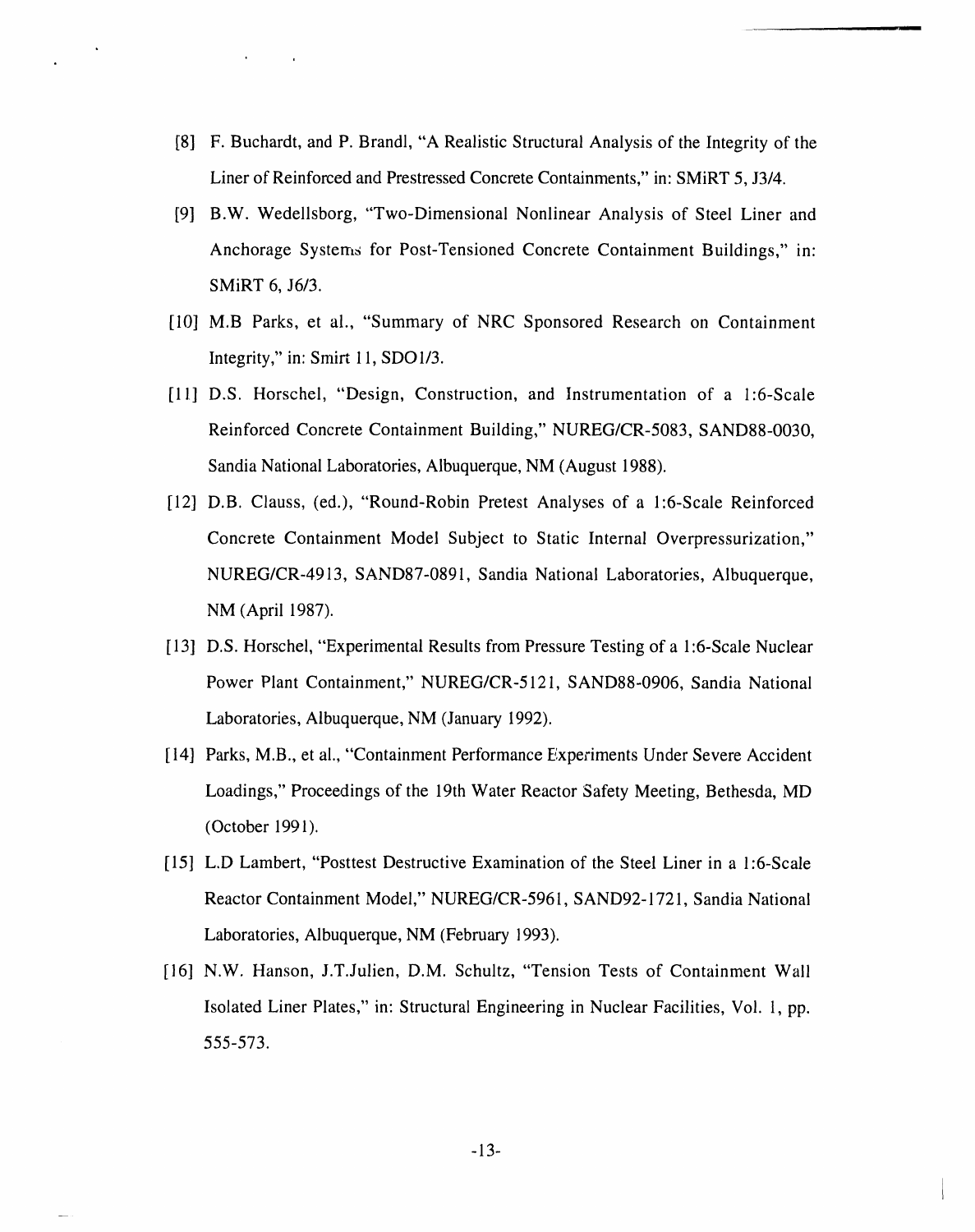[8] F. Buchardt, and P. Brandl, "A Realistic Structural Analysis of the Integrity of the Liner of Reinforced and Prestressed Concrete Containments," in: SMiRT 5, J3/4.

[9] B.W. Wedellsborg, "Two-Dimensional Nonlinear Analysis of Steel Liner and Anchorage Systems for Post-Tensioned Concrete Containment Buildings," in: SMiRT 6, J6/3.

[10] M.B Parks, et al., "Summary of NRC Sponsored Research on Containment Integrity," in: Smirt 11, SDO1/3.

[11] D.S. Horschel, "Design, Construction, and Instrumentation of a 1:6-Scale Reinforced Concrete Containment Building," NUREG/CR-5083, SAND88-0030, Sandia National Laboratories, Albuquerque, NM (August 1988).

[12] D.B. Clauss, (ed.), "Round-Robin Pretest Analyses of a 1:6-Scale Reinforced Concrete Containment Model Subject to Static Internal Overpressurization," NUREG/CR-4913, SAND87-0891, Sandia National Laboratories, Albuquerque, NM (April 1987).

[13] D.S. Horschel, "Experimental Results from Pressure Testing of a 1:6-Scale Nuclear Power Plant Containment," NUREG/CR-5121, SAND88-0906, Sandia National Laboratories, Albuquerque, NM (January 1992).

[14] Parks, M.B., et al., "Containment Performance Experiments Under Severe Accident Loadings," Proceedings of the 19th Water Reactor Safety Meeting, Bethesda, MD (October 1991).

[15] L.D Lambert, "Posttest Destructive Examination of the Steel Liner in a 1:6-Scale Reactor Containment Model," NUREG/CR-5961, SAND92-1721, Sandia National Laboratories, Albuquerque, NM (February 1993).

[16] N.W. Hanson, J.T.Julien, D.M. Schultz, "Tension Tests of Containment Wall Isolated Liner Plates," in: Structural Engineering in Nuclear Facilities, Vol. 1, pp. 555-573.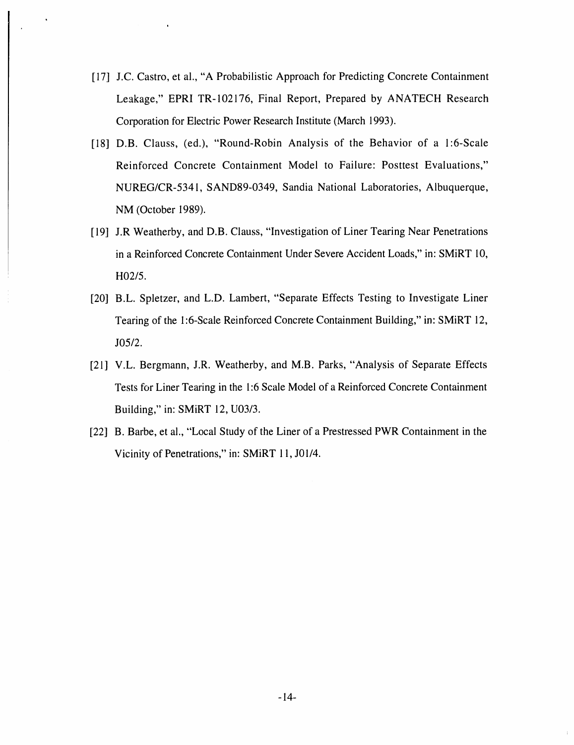[17] J.C. Castro, et al., "A Probabilistic Approach for Predicting Concrete Containment Leakage," EPRI TR-102176, Final Report, Prepared by ANATECH Research Corporation for Electric Power Research Institute (March 1993).

[18] D.B. Clauss, (ed.), "Round-Robin Analysis of the Behavior of a 1:6-Scale Reinforced Concrete Containment Model to Failure: Posttest Evaluations," NUREG/CR-5341, SAND89-0349, Sandia National Laboratories, Albuquerque, NM (October 1989).

[19] J.R Weatherby, and D.B. Clauss, "Investigation of Liner Tearing Near Penetrations in a Reinforced Concrete Containment Under Severe Accident Loads," in: SMiRT 10, H02/5.

[20] B.L. Spletzer, and L.D. Lambert, "Separate Effects Testing to Investigate Liner Tearing of the 1:6-Scale Reinforced Concrete Containment Building," in: SMiRT 12, J05/2.

[21] V.L. Bergmann, J.R. Weatherby, and M.B. Parks, "Analysis of Separate Effects Tests for Liner Tearing in the 1:6 Scale Model of a Reinforced Concrete Containment Building," in: SMiRT 12, U03/3.

[22] B. Barbe, et al., "Local Study of the Liner of a Prestressed PWR Containment in the Vicinity of Penetrations," in: SMiRT 11, J01/4.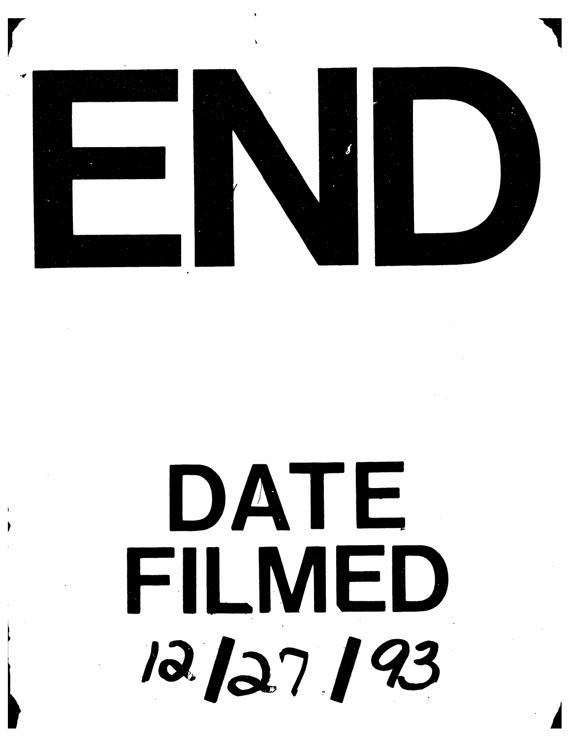# END

# DATE FILMED

12/27/93